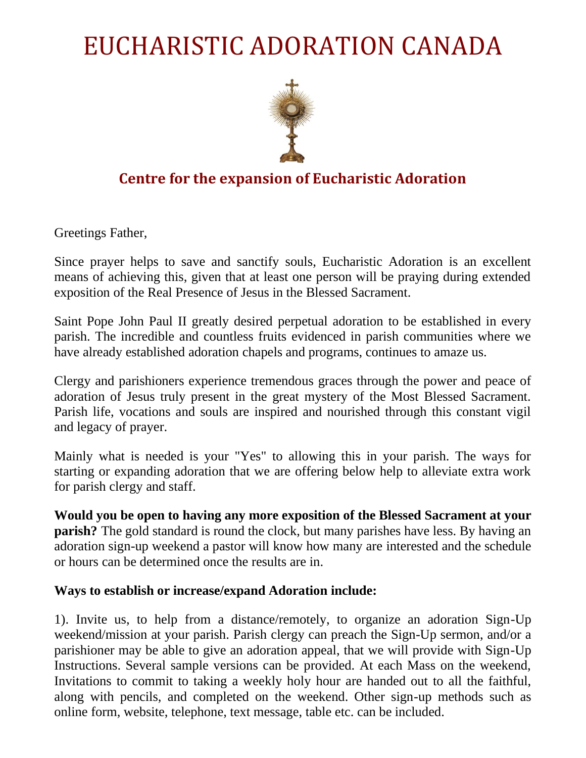# EUCHARISTIC ADORATION CANADA

## Centre for the expansion of Eucharistic Adoration

Greetings Father,

Since prayer helps to save and sanctify souls, Eucharistic Adoration is an excellent means of achieving this, given that at least one person will be praying during extended exposition of the Real Presence of Jesus in the Blessed Sacrament.

Saint Pope John Paul II greatly desired perpetual adoration to be established in every parish. The incredible and countless fruits evidenced in parish communities where we have already established adoration chapels and programs, continues to amaze us.

Clergy and parishioners experience tremendous graces through the power and peace of adoration of Jesus truly present in the great mystery of the Most Blessed Sacrament. Parish life, vocations and souls are inspired and nourished through this constant vigil and legacy of prayer.

Mainly what is needed is your "Yes" to allowing this in your parish. The ways for starting or expanding adoration that we are offering below help to alleviate extra work for parish clergy and staff.

**Would you be open to having any more exposition of the Blessed Sacrament at your parish?** The gold standard is round the clock, but many parishes have less. By having an adoration sign-up weekend a pastor will know how many are interested and the schedule or hours can be determined once the results are in.

**Ways to establish or increase/expand Adoration include:**

1). Invite us, to help from a distance/remotely, to organize an adoration Sign-Up weekend/mission at your parish. Parish clergy can preach the Sign-Up sermon, and/or a parishioner may be able to give an adoration appeal, that we will provide with Sign-Up Instructions. Several sample versions can be provided. At each Mass on the weekend, Invitations to commit to taking a weekly holy hour are handed out to all the faithful, along with pencils, and completed on the weekend. Other sign-up methods such as online form, website, telephone, text message, table etc. can be included.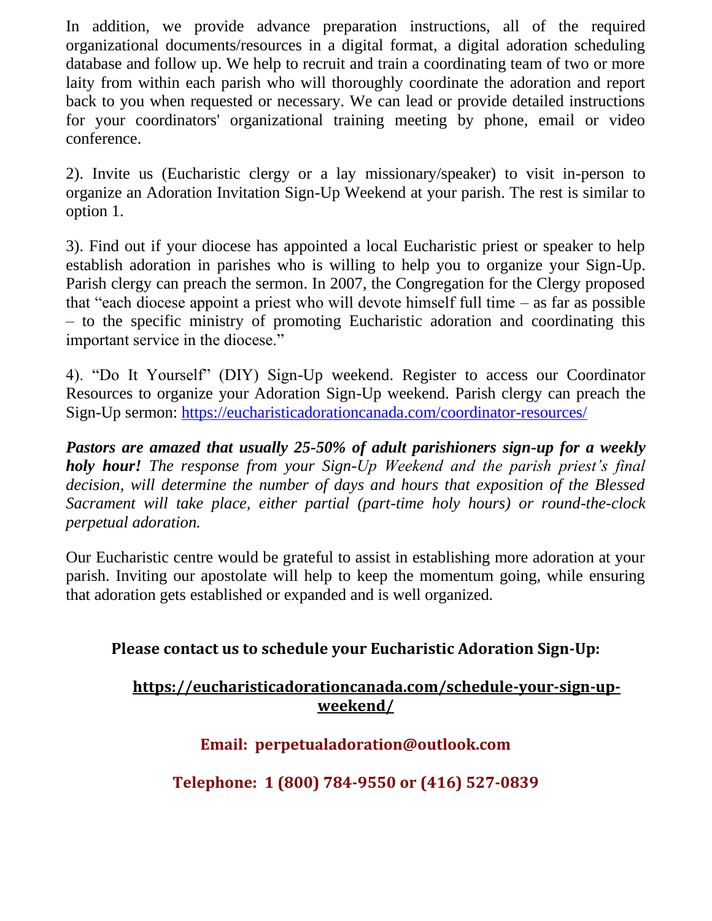In addition, we provide advance preparation instructions, all of the required organizational documents/resources in a digital format, a digital adoration scheduling database and follow up. We help to recruit and train a coordinating team of two or more laity from within each parish who will thoroughly coordinate the adoration and report back to you when requested or necessary. We can lead or provide detailed instructions for your coordinators' organizational training meeting by phone, email or video conference.

2). Invite us (Eucharistic clergy or a lay missionary/speaker) to visit in-person to organize an Adoration Invitation Sign-Up Weekend at your parish. The rest is similar to option 1.

3). Find out if your diocese has appointed a local Eucharistic priest or speaker to help establish adoration in parishes who is willing to help you to organize your Sign-Up. Parish clergy can preach the sermon. In 2007, the Congregation for the Clergy proposed that "each diocese appoint a priest who will devote himself full time – as far as possible – to the specific ministry of promoting Eucharistic adoration and coordinating this important service in the diocese."

4). "Do It Yourself" (DIY) Sign-Up weekend. Register to access our Coordinator Resources to organize your Adoration Sign-Up weekend. Parish clergy can preach the Sign-Up sermon: https://eucharisticadorationcanada.com/coordinator-resources/

***Pastors are amazed that usually 25-50% of adult parishioners sign-up for a weekly holy hour!*** *The response from your Sign-Up Weekend and the parish priest's final decision, will determine the number of days and hours that exposition of the Blessed Sacrament will take place, either partial (part-time holy hours) or round-the-clock perpetual adoration.*

Our Eucharistic centre would be grateful to assist in establishing more adoration at your parish. Inviting our apostolate will help to keep the momentum going, while ensuring that adoration gets established or expanded and is well organized.

**Please contact us to schedule your Eucharistic Adoration Sign-Up:**

**https://eucharisticadorationcanada.com/schedule-your-sign-up-weekend/**

**Email: perpetualadoration@outlook.com**

**Telephone: 1 (800) 784-9550 or (416) 527-0839**